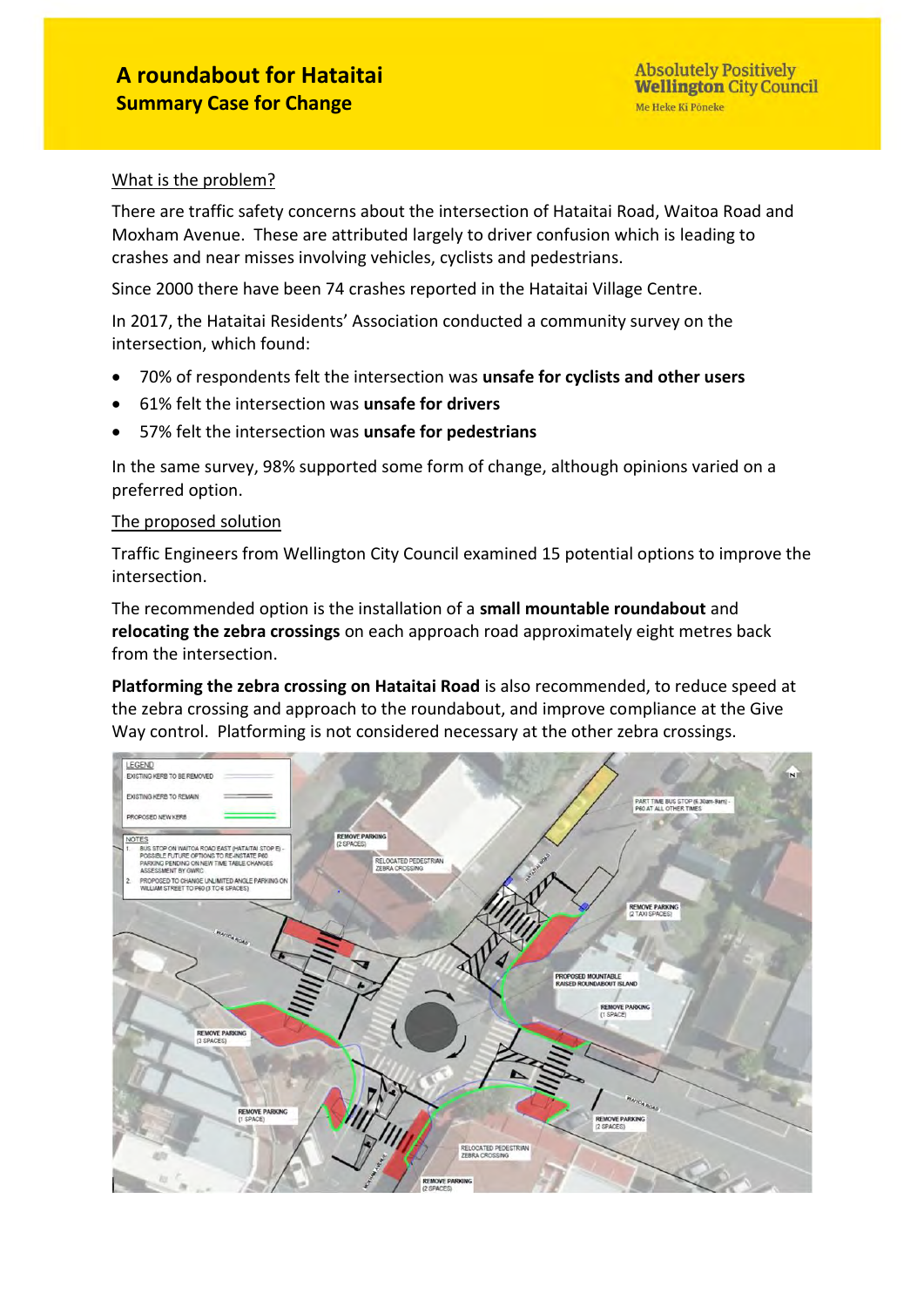# A roundabout for Hataitai
## Summary Case for Change

Absolutely Positively **Wellington** City Council
Me Heke Ki Pōneke

What is the problem?

There are traffic safety concerns about the intersection of Hataitai Road, Waitoa Road and Moxham Avenue. These are attributed largely to driver confusion which is leading to crashes and near misses involving vehicles, cyclists and pedestrians.

Since 2000 there have been 74 crashes reported in the Hataitai Village Centre.

In 2017, the Hataitai Residents' Association conducted a community survey on the intersection, which found:

- 70% of respondents felt the intersection was **unsafe for cyclists and other users**
- 61% felt the intersection was **unsafe for drivers**
- 57% felt the intersection was **unsafe for pedestrians**

In the same survey, 98% supported some form of change, although opinions varied on a preferred option.

The proposed solution

Traffic Engineers from Wellington City Council examined 15 potential options to improve the intersection.

The recommended option is the installation of a **small mountable roundabout** and **relocating the zebra crossings** on each approach road approximately eight metres back from the intersection.

**Platforming the zebra crossing on Hataitai Road** is also recommended, to reduce speed at the zebra crossing and approach to the roundabout, and improve compliance at the Give Way control. Platforming is not considered necessary at the other zebra crossings.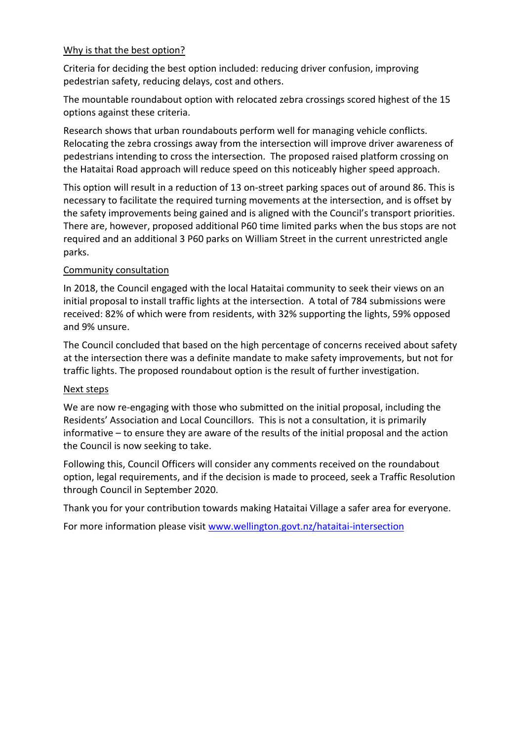Why is that the best option?

Criteria for deciding the best option included: reducing driver confusion, improving pedestrian safety, reducing delays, cost and others.

The mountable roundabout option with relocated zebra crossings scored highest of the 15 options against these criteria.

Research shows that urban roundabouts perform well for managing vehicle conflicts. Relocating the zebra crossings away from the intersection will improve driver awareness of pedestrians intending to cross the intersection. The proposed raised platform crossing on the Hataitai Road approach will reduce speed on this noticeably higher speed approach.

This option will result in a reduction of 13 on-street parking spaces out of around 86. This is necessary to facilitate the required turning movements at the intersection, and is offset by the safety improvements being gained and is aligned with the Council's transport priorities. There are, however, proposed additional P60 time limited parks when the bus stops are not required and an additional 3 P60 parks on William Street in the current unrestricted angle parks.

Community consultation

In 2018, the Council engaged with the local Hataitai community to seek their views on an initial proposal to install traffic lights at the intersection. A total of 784 submissions were received: 82% of which were from residents, with 32% supporting the lights, 59% opposed and 9% unsure.

The Council concluded that based on the high percentage of concerns received about safety at the intersection there was a definite mandate to make safety improvements, but not for traffic lights. The proposed roundabout option is the result of further investigation.

Next steps

We are now re-engaging with those who submitted on the initial proposal, including the Residents' Association and Local Councillors. This is not a consultation, it is primarily informative – to ensure they are aware of the results of the initial proposal and the action the Council is now seeking to take.

Following this, Council Officers will consider any comments received on the roundabout option, legal requirements, and if the decision is made to proceed, seek a Traffic Resolution through Council in September 2020.

Thank you for your contribution towards making Hataitai Village a safer area for everyone.

For more information please visit [www.wellington.govt.nz/hataitai-intersection](http://www.wellington.govt.nz/hataitai-intersection)